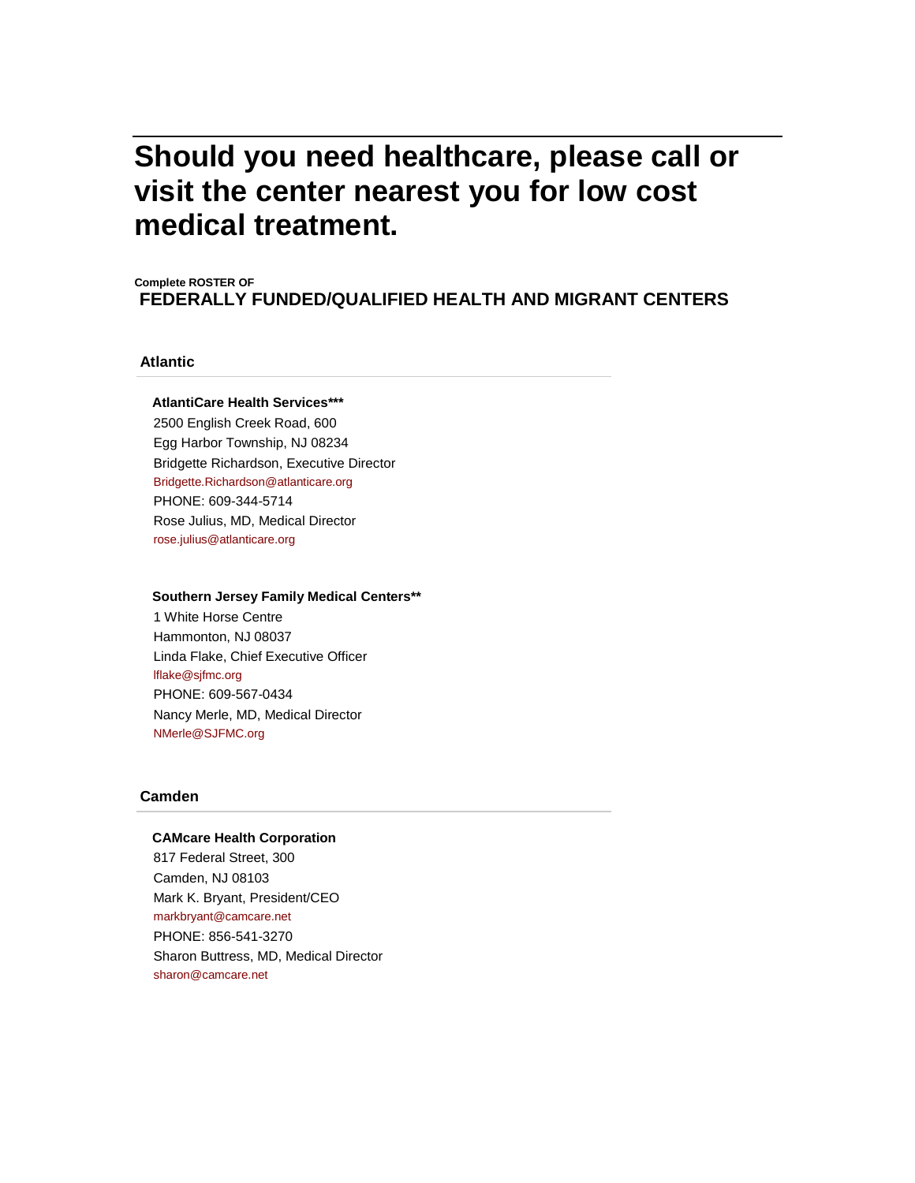# Should you need healthcare, please call or visit the center nearest you for low cost medical treatment.

**Complete ROSTER OF**

## FEDERALLY FUNDED/QUALIFIED HEALTH AND MIGRANT CENTERS

### Atlantic

**AtlantiCare Health Services*****
2500 English Creek Road, 600
Egg Harbor Township, NJ 08234
Bridgette Richardson, Executive Director
Bridgette.Richardson@atlanticare.org
PHONE: 609-344-5714
Rose Julius, MD, Medical Director
rose.julius@atlanticare.org

**Southern Jersey Family Medical Centers****
1 White Horse Centre
Hammonton, NJ 08037
Linda Flake, Chief Executive Officer
lflake@sjfmc.org
PHONE: 609-567-0434
Nancy Merle, MD, Medical Director
NMerle@SJFMC.org

### Camden

**CAMcare Health Corporation**
817 Federal Street, 300
Camden, NJ 08103
Mark K. Bryant, President/CEO
markbryant@camcare.net
PHONE: 856-541-3270
Sharon Buttress, MD, Medical Director
sharon@camcare.net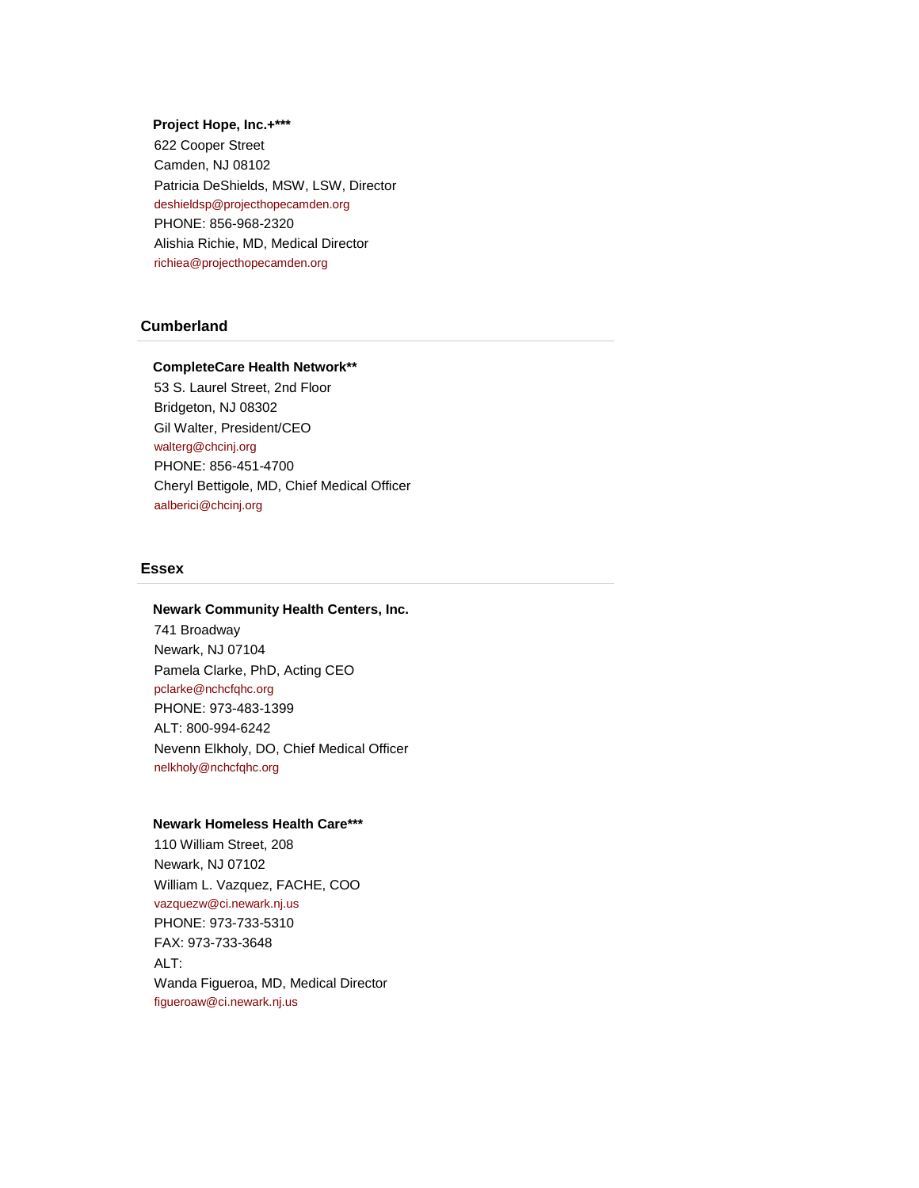**Project Hope, Inc.+***

622 Cooper Street
Camden, NJ 08102
Patricia DeShields, MSW, LSW, Director
deshieldsp@projecthopecamden.org
PHONE: 856-968-2320
Alishia Richie, MD, Medical Director
richiea@projecthopecamden.org

## Cumberland

**CompleteCare Health Network****

53 S. Laurel Street, 2nd Floor
Bridgeton, NJ 08302
Gil Walter, President/CEO
walterg@chcinj.org
PHONE: 856-451-4700
Cheryl Bettigole, MD, Chief Medical Officer
aalberici@chcinj.org

## Essex

**Newark Community Health Centers, Inc.**

741 Broadway
Newark, NJ 07104
Pamela Clarke, PhD, Acting CEO
pclarke@nchcfqhc.org
PHONE: 973-483-1399
ALT: 800-994-6242
Nevenn Elkholy, DO, Chief Medical Officer
nelkholy@nchcfqhc.org

**Newark Homeless Health Care*****

110 William Street, 208
Newark, NJ 07102
William L. Vazquez, FACHE, COO
vazquezw@ci.newark.nj.us
PHONE: 973-733-5310
FAX: 973-733-3648
ALT:
Wanda Figueroa, MD, Medical Director
figueroaw@ci.newark.nj.us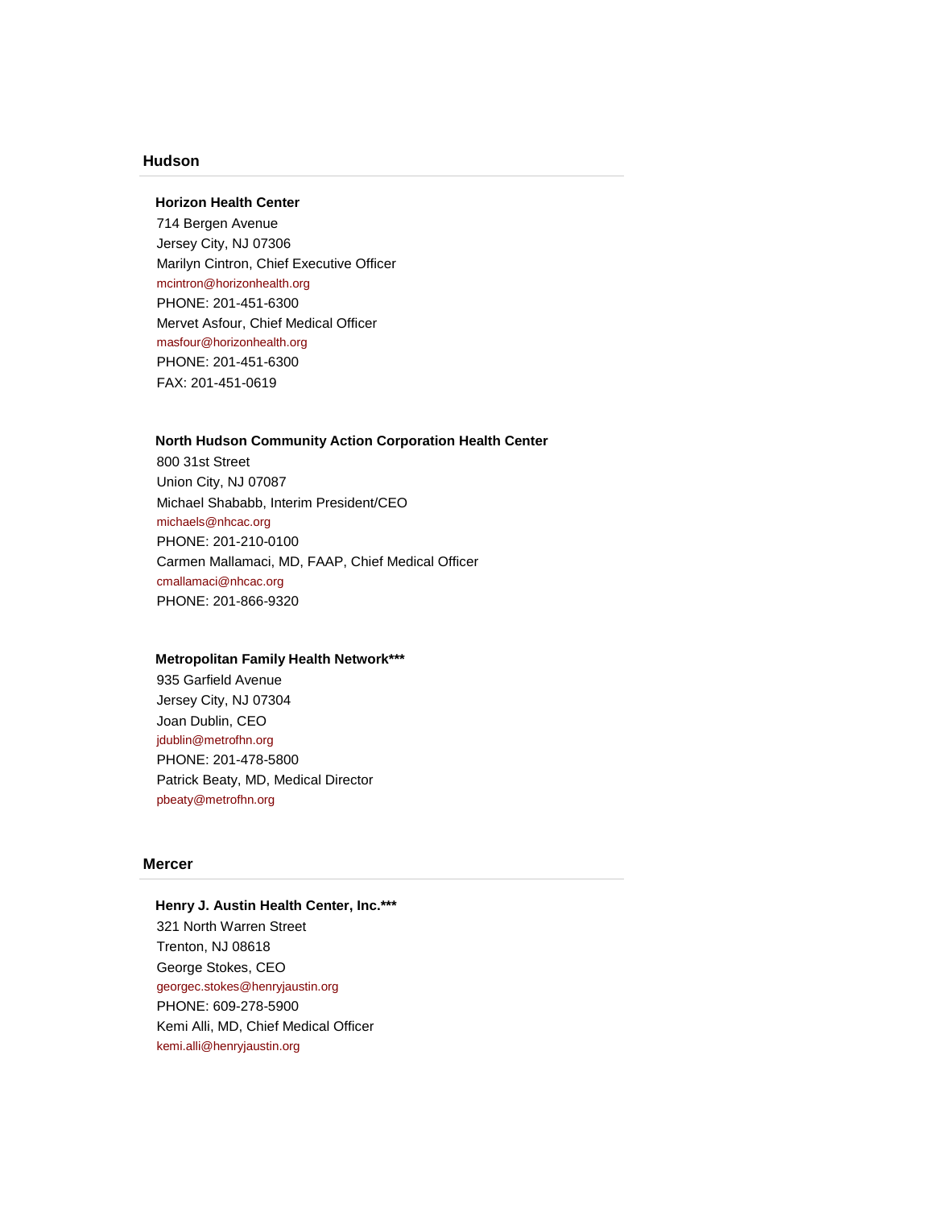## Hudson

**Horizon Health Center**
714 Bergen Avenue
Jersey City, NJ 07306
Marilyn Cintron, Chief Executive Officer
mcintron@horizonhealth.org
PHONE: 201-451-6300
Mervet Asfour, Chief Medical Officer
masfour@horizonhealth.org
PHONE: 201-451-6300
FAX: 201-451-0619

**North Hudson Community Action Corporation Health Center**
800 31st Street
Union City, NJ 07087
Michael Shababb, Interim President/CEO
michaels@nhcac.org
PHONE: 201-210-0100
Carmen Mallamaci, MD, FAAP, Chief Medical Officer
cmallamaci@nhcac.org
PHONE: 201-866-9320

**Metropolitan Family Health Network*****
935 Garfield Avenue
Jersey City, NJ 07304
Joan Dublin, CEO
jdublin@metrofhn.org
PHONE: 201-478-5800
Patrick Beaty, MD, Medical Director
pbeaty@metrofhn.org

## Mercer

**Henry J. Austin Health Center, Inc.*****
321 North Warren Street
Trenton, NJ 08618
George Stokes, CEO
georgec.stokes@henryjaustin.org
PHONE: 609-278-5900
Kemi Alli, MD, Chief Medical Officer
kemi.alli@henryjaustin.org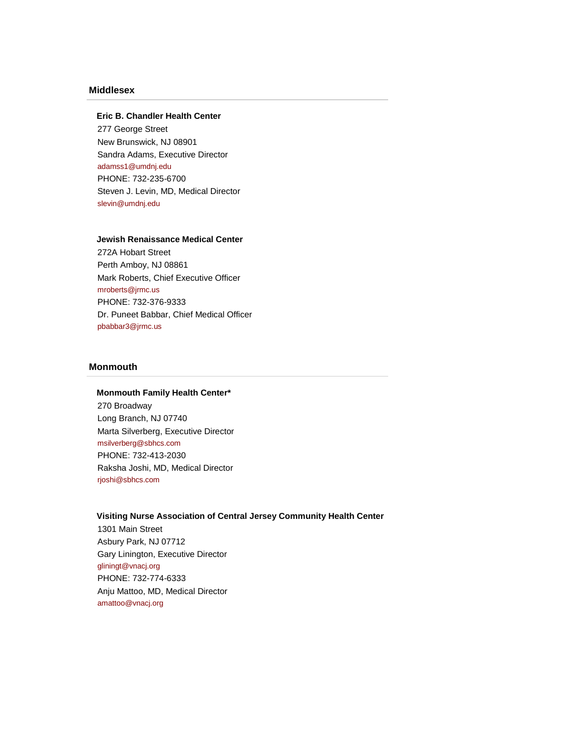## Middlesex

### Eric B. Chandler Health Center

277 George Street
New Brunswick, NJ 08901
Sandra Adams, Executive Director
adamss1@umdnj.edu
PHONE: 732-235-6700
Steven J. Levin, MD, Medical Director
slevin@umdnj.edu

### Jewish Renaissance Medical Center

272A Hobart Street
Perth Amboy, NJ 08861
Mark Roberts, Chief Executive Officer
mroberts@jrmc.us
PHONE: 732-376-9333
Dr. Puneet Babbar, Chief Medical Officer
pbabbar3@jrmc.us

## Monmouth

### Monmouth Family Health Center*

270 Broadway
Long Branch, NJ 07740
Marta Silverberg, Executive Director
msilverberg@sbhcs.com
PHONE: 732-413-2030
Raksha Joshi, MD, Medical Director
rjoshi@sbhcs.com

### Visiting Nurse Association of Central Jersey Community Health Center

1301 Main Street
Asbury Park, NJ 07712
Gary Linington, Executive Director
gliningt@vnacj.org
PHONE: 732-774-6333
Anju Mattoo, MD, Medical Director
amattoo@vnacj.org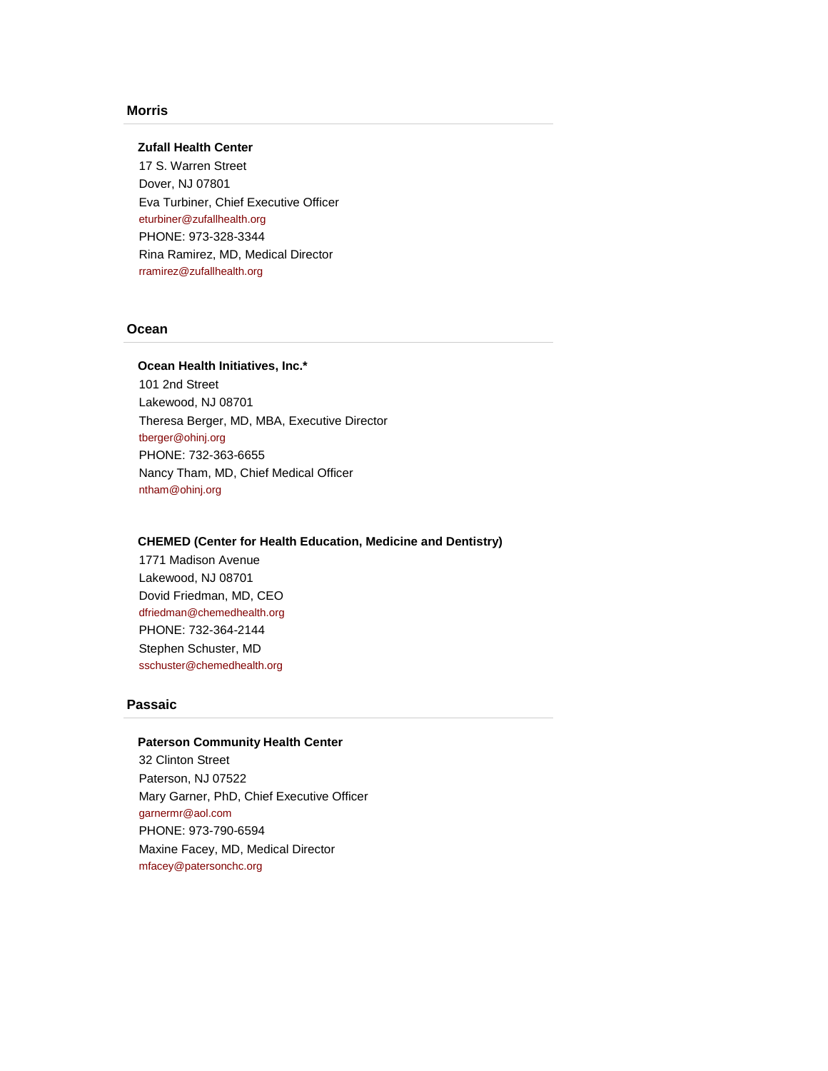## Morris

**Zufall Health Center**
17 S. Warren Street
Dover, NJ 07801
Eva Turbiner, Chief Executive Officer
eturbiner@zufallhealth.org
PHONE: 973-328-3344
Rina Ramirez, MD, Medical Director
rramirez@zufallhealth.org

## Ocean

**Ocean Health Initiatives, Inc.***
101 2nd Street
Lakewood, NJ 08701
Theresa Berger, MD, MBA, Executive Director
tberger@ohinj.org
PHONE: 732-363-6655
Nancy Tham, MD, Chief Medical Officer
ntham@ohinj.org

**CHEMED (Center for Health Education, Medicine and Dentistry)**
1771 Madison Avenue
Lakewood, NJ 08701
Dovid Friedman, MD, CEO
dfriedman@chemedhealth.org
PHONE: 732-364-2144
Stephen Schuster, MD
sschuster@chemedhealth.org

## Passaic

**Paterson Community Health Center**
32 Clinton Street
Paterson, NJ 07522
Mary Garner, PhD, Chief Executive Officer
garnermr@aol.com
PHONE: 973-790-6594
Maxine Facey, MD, Medical Director
mfacey@patersonchc.org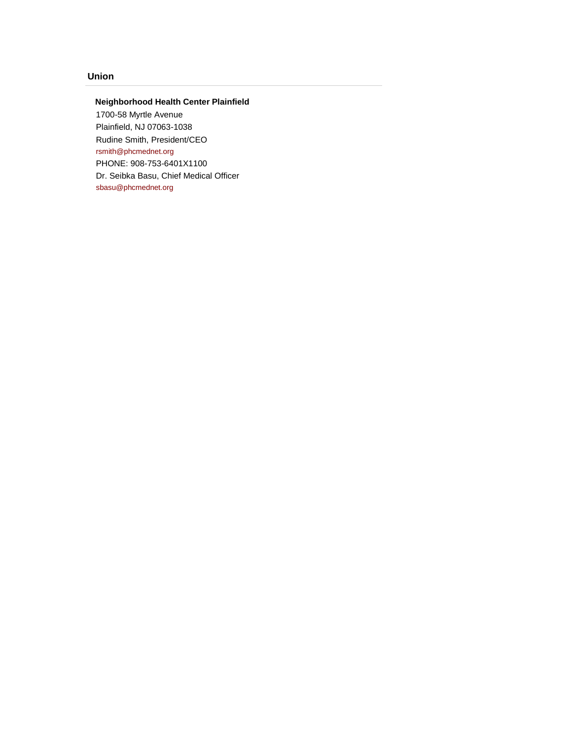## Union

**Neighborhood Health Center Plainfield**

1700-58 Myrtle Avenue
Plainfield, NJ 07063-1038
Rudine Smith, President/CEO
rsmith@phcmednet.org
PHONE: 908-753-6401X1100
Dr. Seibka Basu, Chief Medical Officer
sbasu@phcmednet.org